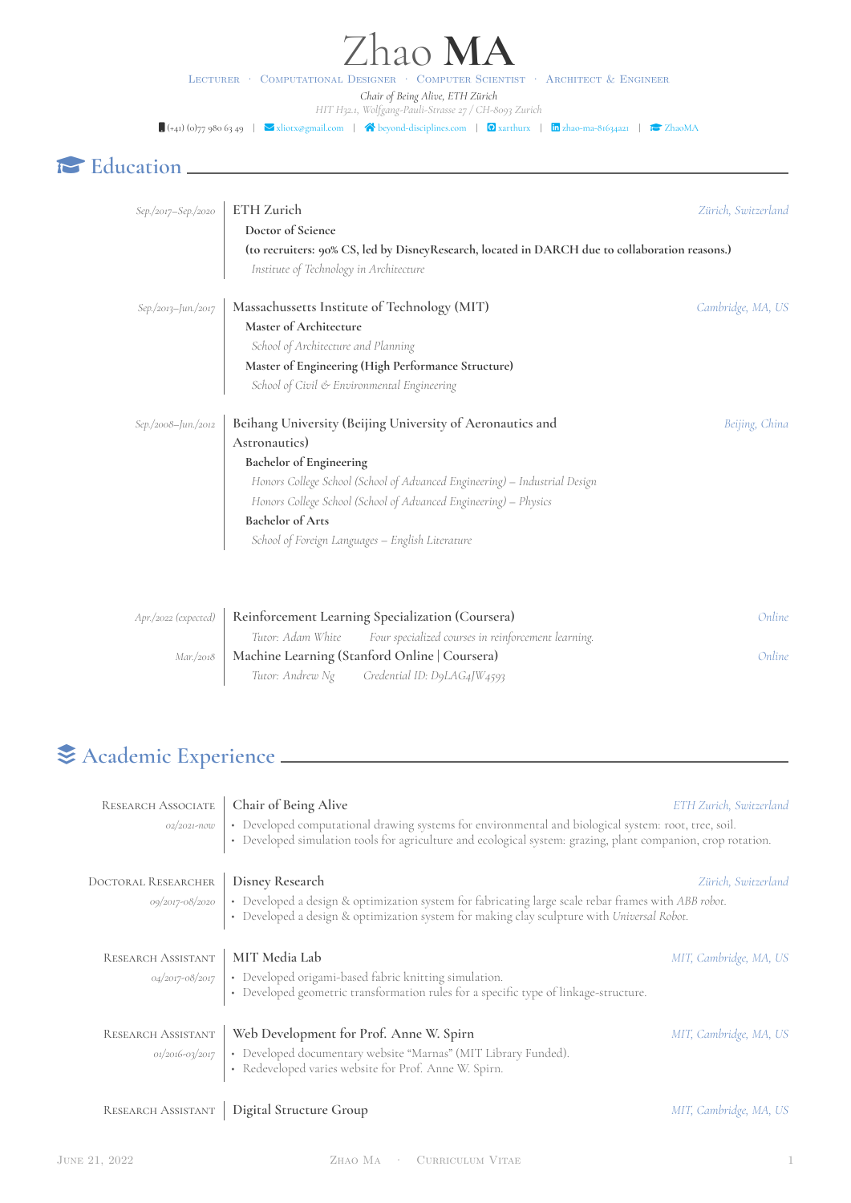# Zhao **MA**

Lecturer · Computational Designer · Computer Scientist · Architect & Engineer

*Chair of Being Alive, ETH Zürich*

*HIT H32.1, Wolfgang-Pauli-Strasse 27 / CH-8093 Zurich*

(+41) (0)77 980 63 49 | xliotx@gmail.com | beyond-disciplines.com | xarthurx | zhao-ma-81634a21 | ZhaoMA

## Education

*Sep./2017–Sep./2020*
**ETH Zurich** — *Zürich, Switzerland*
**Doctor of Science**
**(to recruiters: 90% CS, led by DisneyResearch, located in DARCH due to collaboration reasons.)**
*Institute of Technology in Architecture*

*Sep./2013–Jun./2017*
**Massachussetts Institute of Technology (MIT)** — *Cambridge, MA, US*
**Master of Architecture**
*School of Architecture and Planning*
**Master of Engineering (High Performance Structure)**
*School of Civil & Environmental Engineering*

*Sep./2008–Jun./2012*
**Beihang University (Beijing University of Aeronautics and Astronautics)** — *Beijing, China*
**Bachelor of Engineering**
*Honors College School (School of Advanced Engineering) – Industrial Design*
*Honors College School (School of Advanced Engineering) – Physics*
**Bachelor of Arts**
*School of Foreign Languages – English Literature*

*Apr./2022 (expected)*
**Reinforcement Learning Specialization (Coursera)** — *Online*
*Tutor: Adam White* — *Four specialized courses in reinforcement learning.*

*Mar./2018*
**Machine Learning (Stanford Online | Coursera)** — *Online*
*Tutor: Andrew Ng* — *Credential ID: D9LAG4JW4593*

## Academic Experience

**Research Associate** — *02/2021-now*
**Chair of Being Alive** — *ETH Zurich, Switzerland*
- Developed computational drawing systems for environmental and biological system: root, tree, soil.
- Developed simulation tools for agriculture and ecological system: grazing, plant companion, crop rotation.

**Doctoral Researcher** — *09/2017-08/2020*
**Disney Research** — *Zürich, Switzerland*
- Developed a design & optimization system for fabricating large scale rebar frames with *ABB robot*.
- Developed a design & optimization system for making clay sculpture with *Universal Robot*.

**Research Assistant** — *04/2017-08/2017*
**MIT Media Lab** — *MIT, Cambridge, MA, US*
- Developed origami-based fabric knitting simulation.
- Developed geometric transformation rules for a specific type of linkage-structure.

**Research Assistant** — *01/2016-03/2017*
**Web Development for Prof. Anne W. Spirn** — *MIT, Cambridge, MA, US*
- Developed documentary website “Marnas” (MIT Library Funded).
- Redeveloped varies website for Prof. Anne W. Spirn.

**Research Assistant**
**Digital Structure Group** — *MIT, Cambridge, MA, US*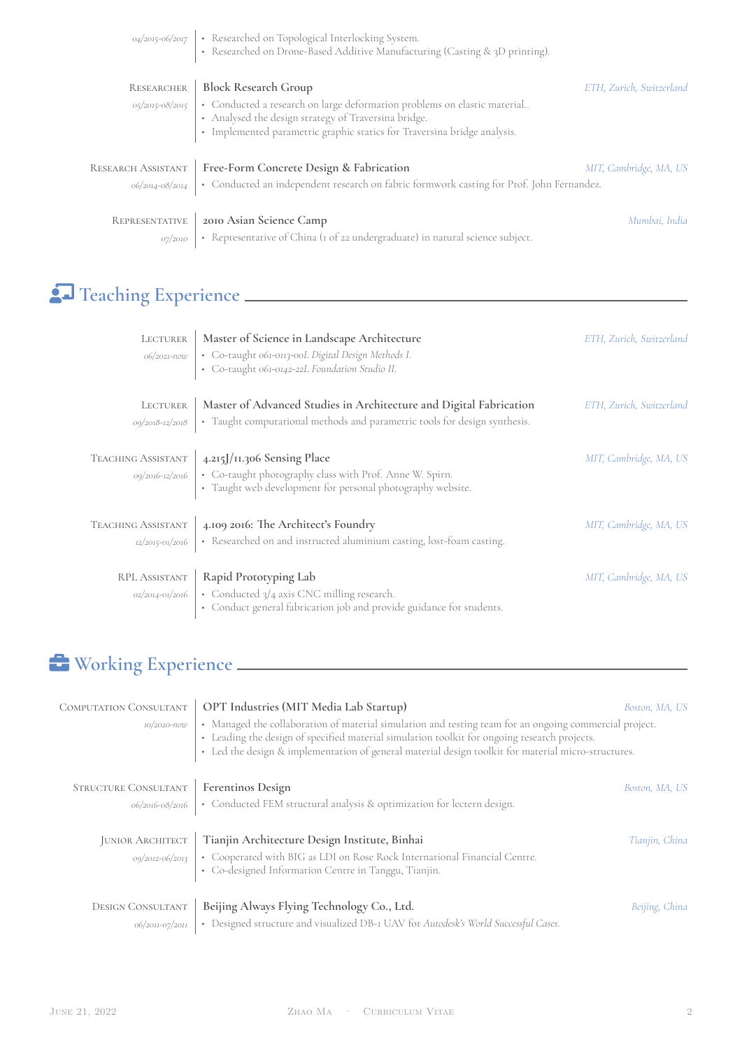04/2015-06/2017

- Researched on Topological Interlocking System.
- Researched on Drone-Based Additive Manufacturing (Casting & 3D printing).

Researcher — **Block Research Group** — *ETH, Zurich, Switzerland*

05/2015-08/2015

- Conducted a research on large deformation problems on elastic material..
- Analysed the design strategy of Traversina bridge.
- Implemented parametric graphic statics for Traversina bridge analysis.

Research Assistant — **Free-Form Concrete Design & Fabrication** — *MIT, Cambridge, MA, US*

06/2014-08/2014

- Conducted an independent research on fabric formwork casting for Prof. John Fernandez.

Representative — **2010 Asian Science Camp** — *Mumbai, India*

07/2010

- Representative of China (1 of 22 undergraduate) in natural science subject.

## Teaching Experience

Lecturer — **Master of Science in Landscape Architecture** — *ETH, Zurich, Switzerland*

06/2021-now

- Co-taught *061-0113-00L Digital Design Methods I.*
- Co-taught *061-0142-22L Foundation Studio II.*

Lecturer — **Master of Advanced Studies in Architecture and Digital Fabrication** — *ETH, Zurich, Switzerland*

09/2018-12/2018

- Taught computational methods and parametric tools for design synthesis.

Teaching Assistant — **4.215J/11.306 Sensing Place** — *MIT, Cambridge, MA, US*

09/2016-12/2016

- Co-taught photography class with Prof. Anne W. Spirn.
- Taught web development for personal photography website.

Teaching Assistant — **4.109 2016: The Architect's Foundry** — *MIT, Cambridge, MA, US*

12/2015-01/2016

- Researched on and instructed aluminium casting, lost-foam casting.

RPL Assistant — **Rapid Prototyping Lab** — *MIT, Cambridge, MA, US*

02/2014-01/2016

- Conducted 3/4 axis CNC milling research.
- Conduct general fabrication job and provide guidance for students.

## Working Experience

Computation Consultant — **OPT Industries (MIT Media Lab Startup)** — *Boston, MA, US*

10/2020-now

- Managed the collaboration of material simulation and testing team for an ongoing commercial project.
- Leading the design of specified material simulation toolkit for ongoing research projects.
- Led the design & implementation of general material design toolkit for material micro-structures.

Structure Consultant — **Ferentinos Design** — *Boston, MA, US*

06/2016-08/2016

- Conducted FEM structural analysis & optimization for lectern design.

Junior Architect — **Tianjin Architecture Design Institute, Binhai** — *Tianjin, China*

09/2012-06/2013

- Cooperated with BIG as LDI on Rose Rock International Financial Centre.
- Co-designed Information Centre in Tanggu, Tianjin.

Design Consultant — **Beijing Always Flying Technology Co., Ltd.** — *Beijing, China*

06/2011-07/2011

- Designed structure and visualized DB-1 UAV for *Autodesk's World Successful Cases*.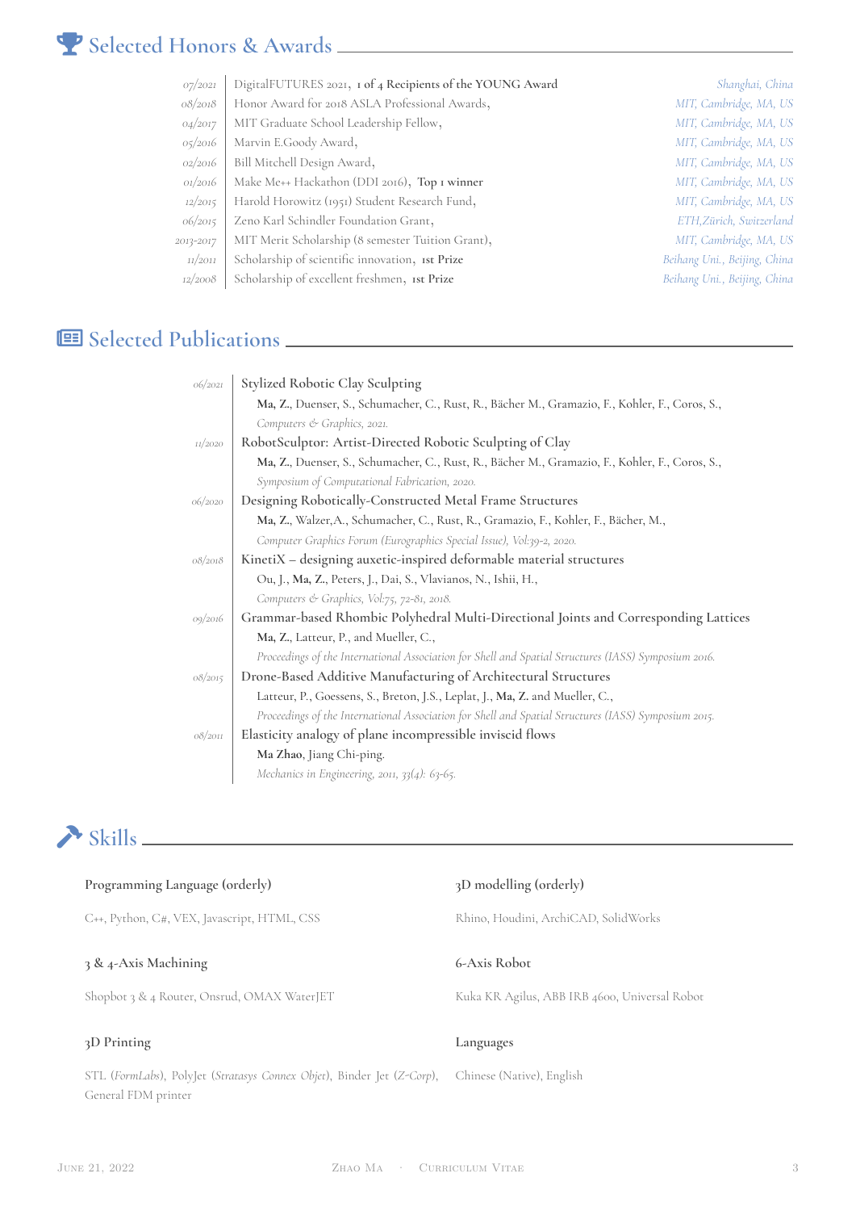## Selected Honors & Awards

| | | |
|---|---|---|
| *07/2021* | DigitalFUTURES 2021, **1 of 4 Recipients of the YOUNG Award** | *Shanghai, China* |
| *08/2018* | Honor Award for 2018 ASLA Professional Awards, | *MIT, Cambridge, MA, US* |
| *04/2017* | MIT Graduate School Leadership Fellow, | *MIT, Cambridge, MA, US* |
| *05/2016* | Marvin E.Goody Award, | *MIT, Cambridge, MA, US* |
| *02/2016* | Bill Mitchell Design Award, | *MIT, Cambridge, MA, US* |
| *01/2016* | Make Me++ Hackathon (DDI 2016), **Top 1 winner** | *MIT, Cambridge, MA, US* |
| *12/2015* | Harold Horowitz (1951) Student Research Fund, | *MIT, Cambridge, MA, US* |
| *06/2015* | Zeno Karl Schindler Foundation Grant, | *ETH,Zürich, Switzerland* |
| *2013-2017* | MIT Merit Scholarship (8 semester Tuition Grant), | *MIT, Cambridge, MA, US* |
| *11/2011* | Scholarship of scientific innovation, **1st Prize** | *Beihang Uni., Beijing, China* |
| *12/2008* | Scholarship of excellent freshmen, **1st Prize** | *Beihang Uni., Beijing, China* |

## Selected Publications

*06/2021* — Stylized Robotic Clay Sculpting
**Ma, Z.**, Duenser, S., Schumacher, C., Rust, R., Bächer M., Gramazio, F., Kohler, F., Coros, S.,
*Computers & Graphics, 2021.*

*11/2020* — RobotSculptor: Artist-Directed Robotic Sculpting of Clay
**Ma, Z.**, Duenser, S., Schumacher, C., Rust, R., Bächer M., Gramazio, F., Kohler, F., Coros, S.,
*Symposium of Computational Fabrication, 2020.*

*06/2020* — Designing Robotically-Constructed Metal Frame Structures
**Ma, Z.**, Walzer,A., Schumacher, C., Rust, R., Gramazio, F., Kohler, F., Bächer, M.,
*Computer Graphics Forum (Eurographics Special Issue), Vol:39-2, 2020.*

*08/2018* — KinetiX – designing auxetic-inspired deformable material structures
Ou, J., **Ma, Z.**, Peters, J., Dai, S., Vlavianos, N., Ishii, H.,
*Computers & Graphics, Vol:75, 72-81, 2018.*

*09/2016* — Grammar-based Rhombic Polyhedral Multi-Directional Joints and Corresponding Lattices
**Ma, Z.**, Latteur, P., and Mueller, C.,
*Proceedings of the International Association for Shell and Spatial Structures (IASS) Symposium 2016.*

*08/2015* — Drone-Based Additive Manufacturing of Architectural Structures
Latteur, P., Goessens, S., Breton, J.S., Leplat, J., **Ma, Z.** and Mueller, C.,
*Proceedings of the International Association for Shell and Spatial Structures (IASS) Symposium 2015.*

*08/2011* — Elasticity analogy of plane incompressible inviscid flows
**Ma Zhao**, Jiang Chi-ping.
*Mechanics in Engineering, 2011, 33(4): 63-65.*

## Skills

**Programming Language (orderly)**
C++, Python, C#, VEX, Javascript, HTML, CSS

**3D modelling (orderly)**
Rhino, Houdini, ArchiCAD, SolidWorks

**3 & 4-Axis Machining**
Shopbot 3 & 4 Router, Onsrud, OMAX WaterJET

**6-Axis Robot**
Kuka KR Agilus, ABB IRB 4600, Universal Robot

**3D Printing**
STL (*FormLabs*), PolyJet (*Stratasys Connex Objet*), Binder Jet (*Z-Corp*), General FDM printer

**Languages**
Chinese (Native), English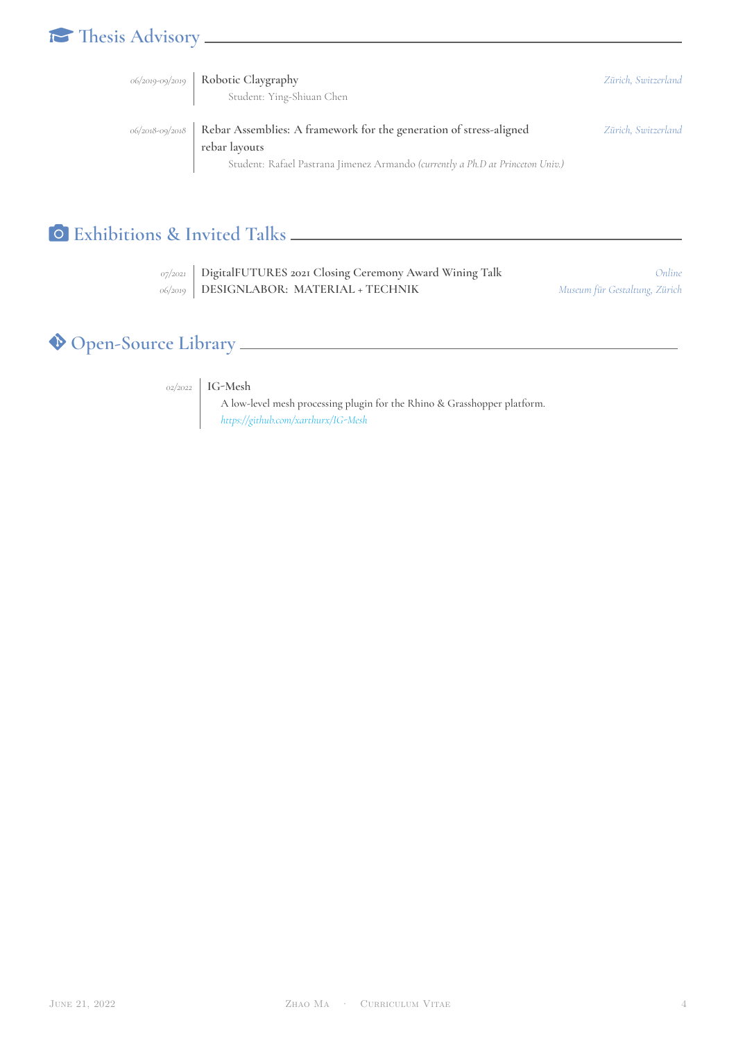## Thesis Advisory

*06/2019-09/2019* **Robotic Claygraphy** *Zürich, Switzerland*
Student: Ying-Shiuan Chen

*06/2018-09/2018* **Rebar Assemblies: A framework for the generation of stress-aligned rebar layouts** *Zürich, Switzerland*
Student: Rafael Pastrana Jimenez Armando *(currently a Ph.D at Princeton Univ.)*

## Exhibitions & Invited Talks

*07/2021* **DigitalFUTURES 2021 Closing Ceremony Award Wining Talk** *Online*
*06/2019* **DESIGNLABOR: MATERIAL + TECHNIK** *Museum für Gestaltung, Zürich*

## Open-Source Library

*02/2022* **IG-Mesh**
A low-level mesh processing plugin for the Rhino & Grasshopper platform.
*https://github.com/xarthurx/IG-Mesh*